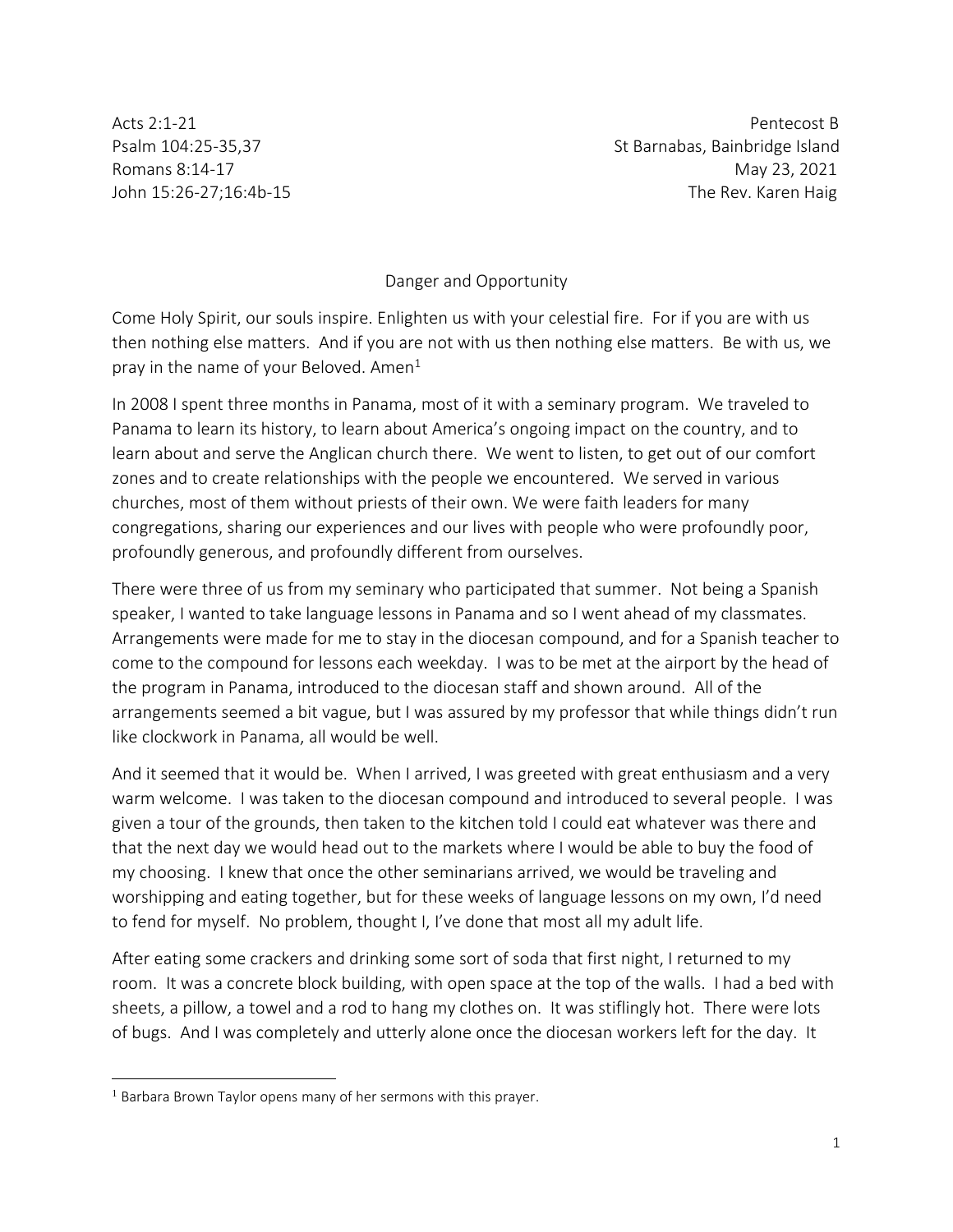Acts 2:1-21
Psalm 104:25-35,37
Romans 8:14-17
John 15:26-27;16:4b-15

Pentecost B
St Barnabas, Bainbridge Island
May 23, 2021
The Rev. Karen Haig

## Danger and Opportunity

Come Holy Spirit, our souls inspire. Enlighten us with your celestial fire. For if you are with us then nothing else matters. And if you are not with us then nothing else matters. Be with us, we pray in the name of your Beloved. Amen[1]

In 2008 I spent three months in Panama, most of it with a seminary program. We traveled to Panama to learn its history, to learn about America's ongoing impact on the country, and to learn about and serve the Anglican church there. We went to listen, to get out of our comfort zones and to create relationships with the people we encountered. We served in various churches, most of them without priests of their own. We were faith leaders for many congregations, sharing our experiences and our lives with people who were profoundly poor, profoundly generous, and profoundly different from ourselves.

There were three of us from my seminary who participated that summer. Not being a Spanish speaker, I wanted to take language lessons in Panama and so I went ahead of my classmates. Arrangements were made for me to stay in the diocesan compound, and for a Spanish teacher to come to the compound for lessons each weekday. I was to be met at the airport by the head of the program in Panama, introduced to the diocesan staff and shown around. All of the arrangements seemed a bit vague, but I was assured by my professor that while things didn't run like clockwork in Panama, all would be well.

And it seemed that it would be. When I arrived, I was greeted with great enthusiasm and a very warm welcome. I was taken to the diocesan compound and introduced to several people. I was given a tour of the grounds, then taken to the kitchen told I could eat whatever was there and that the next day we would head out to the markets where I would be able to buy the food of my choosing. I knew that once the other seminarians arrived, we would be traveling and worshipping and eating together, but for these weeks of language lessons on my own, I'd need to fend for myself. No problem, thought I, I've done that most all my adult life.

After eating some crackers and drinking some sort of soda that first night, I returned to my room. It was a concrete block building, with open space at the top of the walls. I had a bed with sheets, a pillow, a towel and a rod to hang my clothes on. It was stiflingly hot. There were lots of bugs. And I was completely and utterly alone once the diocesan workers left for the day. It

---

[1] Barbara Brown Taylor opens many of her sermons with this prayer.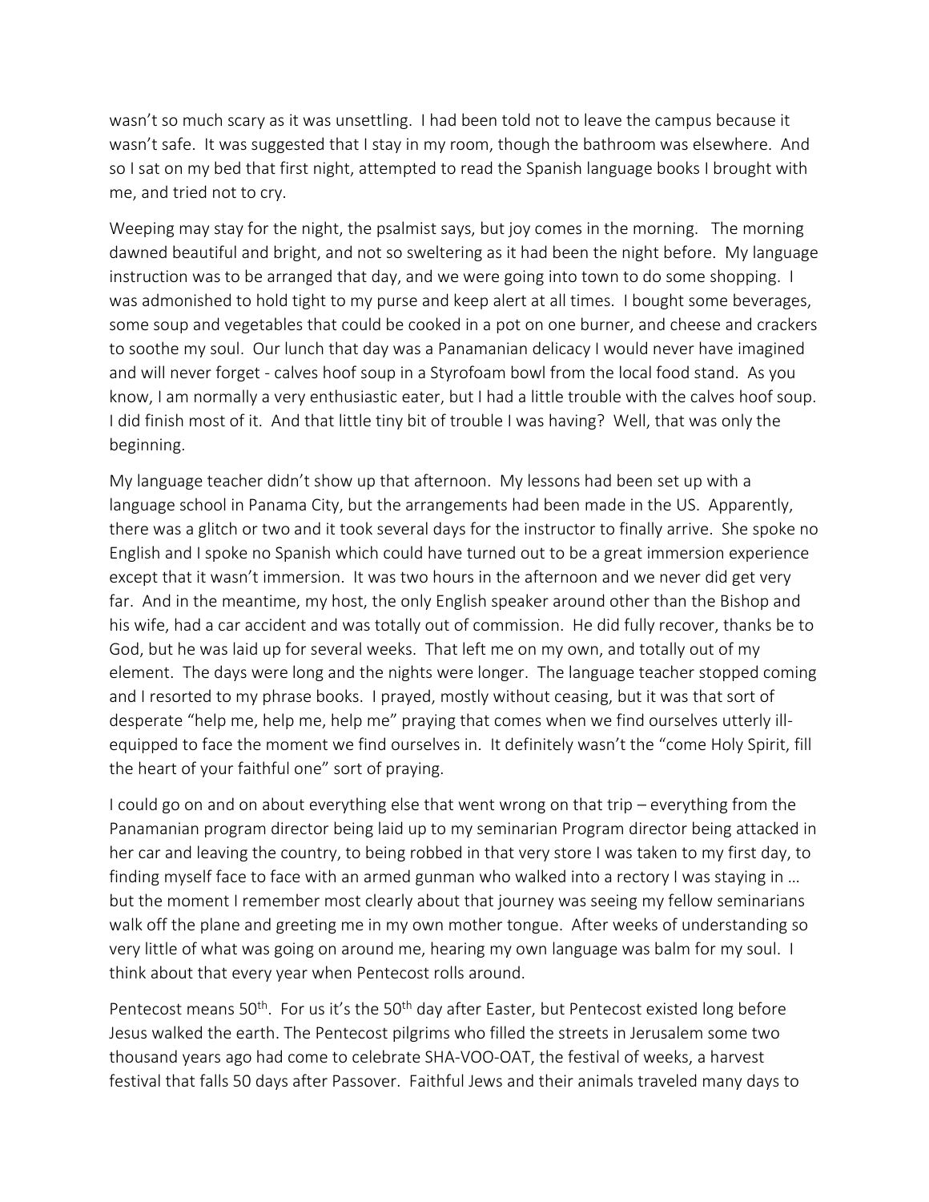wasn't so much scary as it was unsettling. I had been told not to leave the campus because it wasn't safe. It was suggested that I stay in my room, though the bathroom was elsewhere. And so I sat on my bed that first night, attempted to read the Spanish language books I brought with me, and tried not to cry.

Weeping may stay for the night, the psalmist says, but joy comes in the morning. The morning dawned beautiful and bright, and not so sweltering as it had been the night before. My language instruction was to be arranged that day, and we were going into town to do some shopping. I was admonished to hold tight to my purse and keep alert at all times. I bought some beverages, some soup and vegetables that could be cooked in a pot on one burner, and cheese and crackers to soothe my soul. Our lunch that day was a Panamanian delicacy I would never have imagined and will never forget - calves hoof soup in a Styrofoam bowl from the local food stand. As you know, I am normally a very enthusiastic eater, but I had a little trouble with the calves hoof soup. I did finish most of it. And that little tiny bit of trouble I was having? Well, that was only the beginning.

My language teacher didn't show up that afternoon. My lessons had been set up with a language school in Panama City, but the arrangements had been made in the US. Apparently, there was a glitch or two and it took several days for the instructor to finally arrive. She spoke no English and I spoke no Spanish which could have turned out to be a great immersion experience except that it wasn't immersion. It was two hours in the afternoon and we never did get very far. And in the meantime, my host, the only English speaker around other than the Bishop and his wife, had a car accident and was totally out of commission. He did fully recover, thanks be to God, but he was laid up for several weeks. That left me on my own, and totally out of my element. The days were long and the nights were longer. The language teacher stopped coming and I resorted to my phrase books. I prayed, mostly without ceasing, but it was that sort of desperate "help me, help me, help me" praying that comes when we find ourselves utterly ill-equipped to face the moment we find ourselves in. It definitely wasn't the "come Holy Spirit, fill the heart of your faithful one" sort of praying.

I could go on and on about everything else that went wrong on that trip – everything from the Panamanian program director being laid up to my seminarian Program director being attacked in her car and leaving the country, to being robbed in that very store I was taken to my first day, to finding myself face to face with an armed gunman who walked into a rectory I was staying in … but the moment I remember most clearly about that journey was seeing my fellow seminarians walk off the plane and greeting me in my own mother tongue. After weeks of understanding so very little of what was going on around me, hearing my own language was balm for my soul. I think about that every year when Pentecost rolls around.

Pentecost means 50th. For us it's the 50th day after Easter, but Pentecost existed long before Jesus walked the earth. The Pentecost pilgrims who filled the streets in Jerusalem some two thousand years ago had come to celebrate SHA-VOO-OAT, the festival of weeks, a harvest festival that falls 50 days after Passover. Faithful Jews and their animals traveled many days to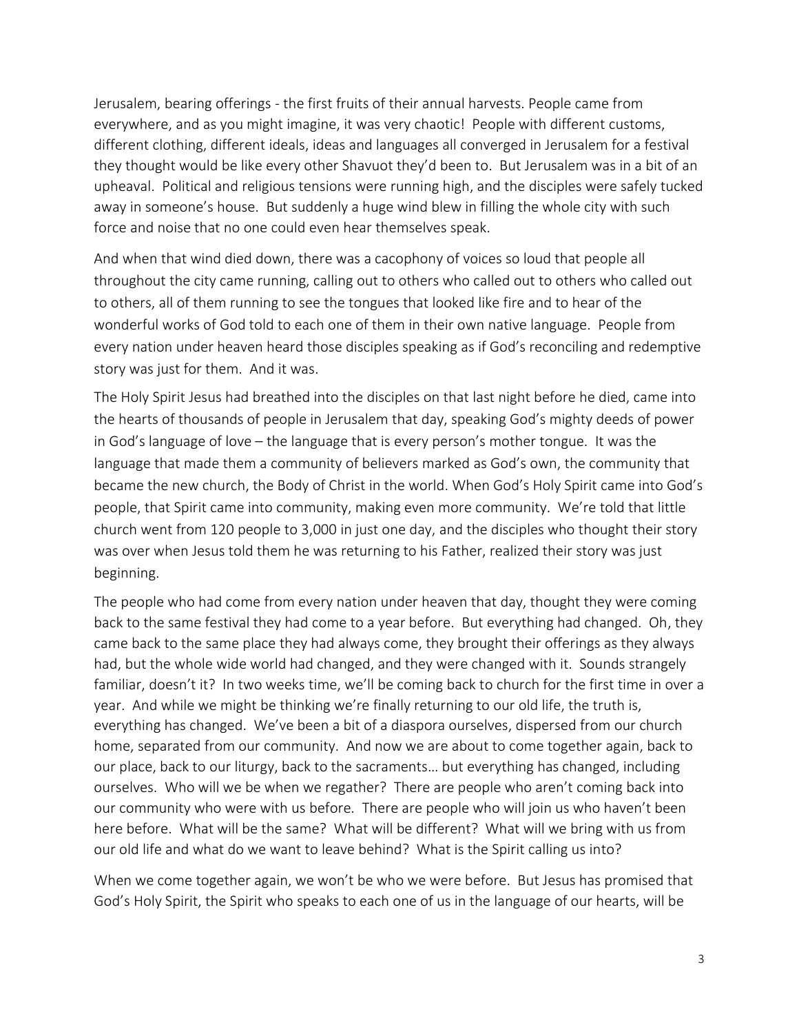Jerusalem, bearing offerings - the first fruits of their annual harvests. People came from everywhere, and as you might imagine, it was very chaotic! People with different customs, different clothing, different ideals, ideas and languages all converged in Jerusalem for a festival they thought would be like every other Shavuot they'd been to. But Jerusalem was in a bit of an upheaval. Political and religious tensions were running high, and the disciples were safely tucked away in someone's house. But suddenly a huge wind blew in filling the whole city with such force and noise that no one could even hear themselves speak.

And when that wind died down, there was a cacophony of voices so loud that people all throughout the city came running, calling out to others who called out to others who called out to others, all of them running to see the tongues that looked like fire and to hear of the wonderful works of God told to each one of them in their own native language. People from every nation under heaven heard those disciples speaking as if God's reconciling and redemptive story was just for them. And it was.

The Holy Spirit Jesus had breathed into the disciples on that last night before he died, came into the hearts of thousands of people in Jerusalem that day, speaking God's mighty deeds of power in God's language of love – the language that is every person's mother tongue. It was the language that made them a community of believers marked as God's own, the community that became the new church, the Body of Christ in the world. When God's Holy Spirit came into God's people, that Spirit came into community, making even more community. We're told that little church went from 120 people to 3,000 in just one day, and the disciples who thought their story was over when Jesus told them he was returning to his Father, realized their story was just beginning.

The people who had come from every nation under heaven that day, thought they were coming back to the same festival they had come to a year before. But everything had changed. Oh, they came back to the same place they had always come, they brought their offerings as they always had, but the whole wide world had changed, and they were changed with it. Sounds strangely familiar, doesn't it? In two weeks time, we'll be coming back to church for the first time in over a year. And while we might be thinking we're finally returning to our old life, the truth is, everything has changed. We've been a bit of a diaspora ourselves, dispersed from our church home, separated from our community. And now we are about to come together again, back to our place, back to our liturgy, back to the sacraments… but everything has changed, including ourselves. Who will we be when we regather? There are people who aren't coming back into our community who were with us before. There are people who will join us who haven't been here before. What will be the same? What will be different? What will we bring with us from our old life and what do we want to leave behind? What is the Spirit calling us into?

When we come together again, we won't be who we were before. But Jesus has promised that God's Holy Spirit, the Spirit who speaks to each one of us in the language of our hearts, will be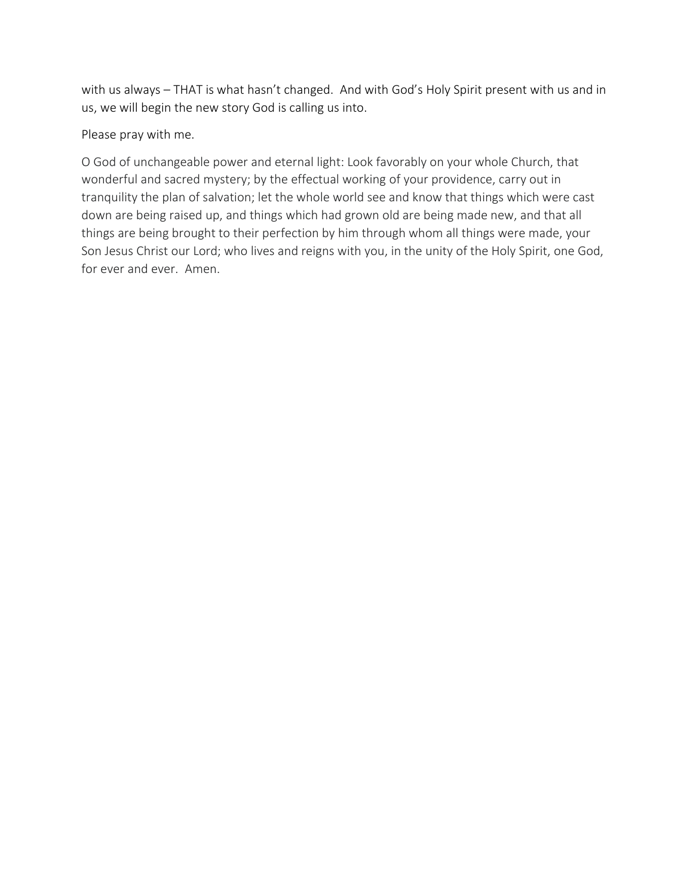with us always – THAT is what hasn't changed.  And with God's Holy Spirit present with us and in us, we will begin the new story God is calling us into.

Please pray with me.

O God of unchangeable power and eternal light: Look favorably on your whole Church, that wonderful and sacred mystery; by the effectual working of your providence, carry out in tranquility the plan of salvation; let the whole world see and know that things which were cast down are being raised up, and things which had grown old are being made new, and that all things are being brought to their perfection by him through whom all things were made, your Son Jesus Christ our Lord; who lives and reigns with you, in the unity of the Holy Spirit, one God, for ever and ever.  Amen.